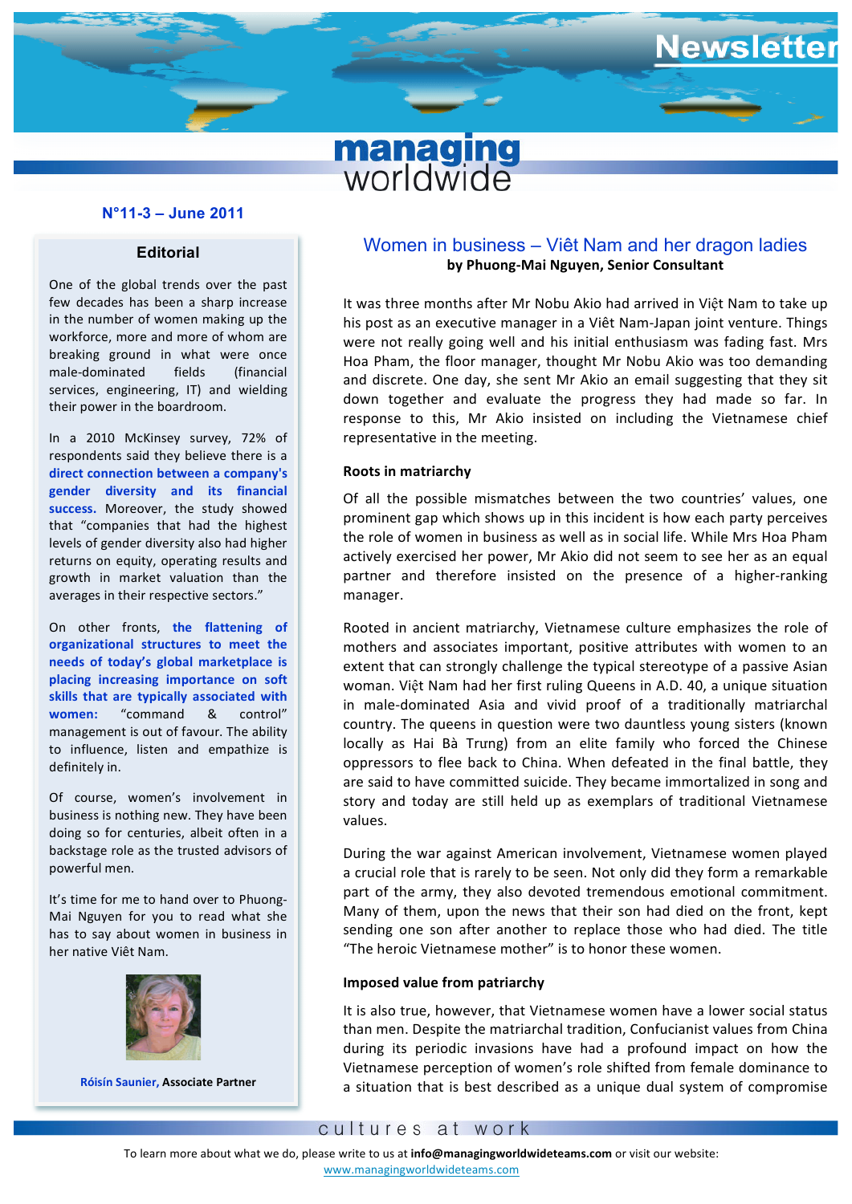# managing worldwide Newsletter

**N°11-3 – June 2011**

## Editorial

One of the global trends over the past few decades has been a sharp increase in the number of women making up the workforce, more and more of whom are breaking ground in what were once male-dominated fields (financial services, engineering, IT) and wielding their power in the boardroom.

In a 2010 McKinsey survey, 72% of respondents said they believe there is a **direct connection between a company's gender diversity and its financial success.** Moreover, the study showed that "companies that had the highest levels of gender diversity also had higher returns on equity, operating results and growth in market valuation than the averages in their respective sectors."

On other fronts, **the flattening of organizational structures to meet the needs of today's global marketplace is placing increasing importance on soft skills that are typically associated with women:** "command & control" management is out of favour. The ability to influence, listen and empathize is definitely in.

Of course, women's involvement in business is nothing new. They have been doing so for centuries, albeit often in a backstage role as the trusted advisors of powerful men.

It's time for me to hand over to Phuong-Mai Nguyen for you to read what she has to say about women in business in her native Viêt Nam.

**Róisín Saunier, Associate Partner**

## Women in business – Viêt Nam and her dragon ladies

**by Phuong-Mai Nguyen, Senior Consultant**

It was three months after Mr Nobu Akio had arrived in Việt Nam to take up his post as an executive manager in a Viêt Nam-Japan joint venture. Things were not really going well and his initial enthusiasm was fading fast. Mrs Hoa Pham, the floor manager, thought Mr Nobu Akio was too demanding and discrete. One day, she sent Mr Akio an email suggesting that they sit down together and evaluate the progress they had made so far. In response to this, Mr Akio insisted on including the Vietnamese chief representative in the meeting.

### Roots in matriarchy

Of all the possible mismatches between the two countries' values, one prominent gap which shows up in this incident is how each party perceives the role of women in business as well as in social life. While Mrs Hoa Pham actively exercised her power, Mr Akio did not seem to see her as an equal partner and therefore insisted on the presence of a higher-ranking manager.

Rooted in ancient matriarchy, Vietnamese culture emphasizes the role of mothers and associates important, positive attributes with women to an extent that can strongly challenge the typical stereotype of a passive Asian woman. Việt Nam had her first ruling Queens in A.D. 40, a unique situation in male-dominated Asia and vivid proof of a traditionally matriarchal country. The queens in question were two dauntless young sisters (known locally as Hai Bà Trưng) from an elite family who forced the Chinese oppressors to flee back to China. When defeated in the final battle, they are said to have committed suicide. They became immortalized in song and story and today are still held up as exemplars of traditional Vietnamese values.

During the war against American involvement, Vietnamese women played a crucial role that is rarely to be seen. Not only did they form a remarkable part of the army, they also devoted tremendous emotional commitment. Many of them, upon the news that their son had died on the front, kept sending one son after another to replace those who had died. The title "The heroic Vietnamese mother" is to honor these women.

### Imposed value from patriarchy

It is also true, however, that Vietnamese women have a lower social status than men. Despite the matriarchal tradition, Confucianist values from China during its periodic invasions have had a profound impact on how the Vietnamese perception of women's role shifted from female dominance to a situation that is best described as a unique dual system of compromise

cultures at work

To learn more about what we do, please write to us at **info@managingworldwideteams.com** or visit our website: www.managingworldwideteams.com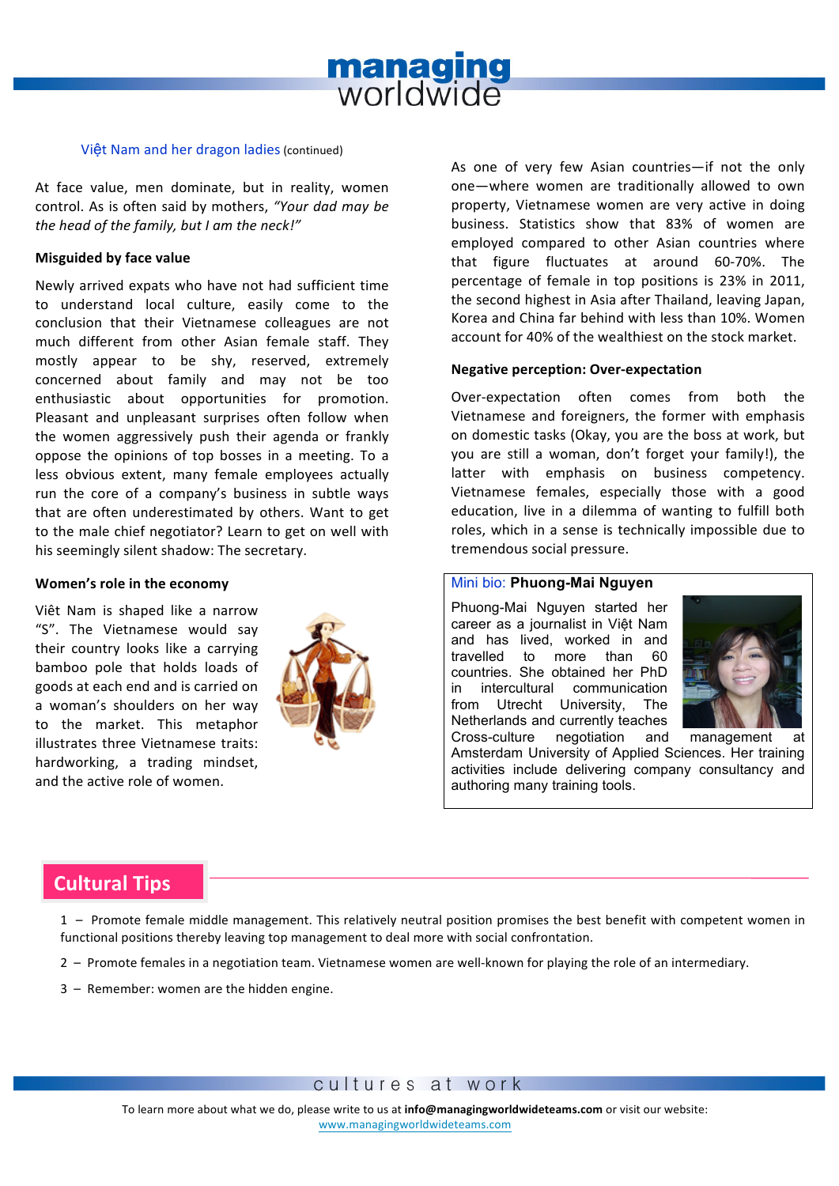Việt Nam and her dragon ladies (continued)

At face value, men dominate, but in reality, women control. As is often said by mothers, *"Your dad may be the head of the family, but I am the neck!"*

### Misguided by face value

Newly arrived expats who have not had sufficient time to understand local culture, easily come to the conclusion that their Vietnamese colleagues are not much different from other Asian female staff. They mostly appear to be shy, reserved, extremely concerned about family and may not be too enthusiastic about opportunities for promotion. Pleasant and unpleasant surprises often follow when the women aggressively push their agenda or frankly oppose the opinions of top bosses in a meeting. To a less obvious extent, many female employees actually run the core of a company's business in subtle ways that are often underestimated by others. Want to get to the male chief negotiator? Learn to get on well with his seemingly silent shadow: The secretary.

### Women's role in the economy

Việt Nam is shaped like a narrow "S". The Vietnamese would say their country looks like a carrying bamboo pole that holds loads of goods at each end and is carried on a woman's shoulders on her way to the market. This metaphor illustrates three Vietnamese traits: hardworking, a trading mindset, and the active role of women.

As one of very few Asian countries—if not the only one—where women are traditionally allowed to own property, Vietnamese women are very active in doing business. Statistics show that 83% of women are employed compared to other Asian countries where that figure fluctuates at around 60-70%. The percentage of female in top positions is 23% in 2011, the second highest in Asia after Thailand, leaving Japan, Korea and China far behind with less than 10%. Women account for 40% of the wealthiest on the stock market.

### Negative perception: Over-expectation

Over-expectation often comes from both the Vietnamese and foreigners, the former with emphasis on domestic tasks (Okay, you are the boss at work, but you are still a woman, don't forget your family!), the latter with emphasis on business competency. Vietnamese females, especially those with a good education, live in a dilemma of wanting to fulfill both roles, which in a sense is technically impossible due to tremendous social pressure.

**Mini bio: Phuong-Mai Nguyen**

Phuong-Mai Nguyen started her career as a journalist in Việt Nam and has lived, worked in and travelled to more than 60 countries. She obtained her PhD in intercultural communication from Utrecht University, The Netherlands and currently teaches Cross-culture negotiation and management at Amsterdam University of Applied Sciences. Her training activities include delivering company consultancy and authoring many training tools.

## Cultural Tips

1 – Promote female middle management. This relatively neutral position promises the best benefit with competent women in functional positions thereby leaving top management to deal more with social confrontation.

2 – Promote females in a negotiation team. Vietnamese women are well-known for playing the role of an intermediary.

3 – Remember: women are the hidden engine.

To learn more about what we do, please write to us at **info@managingworldwideteams.com** or visit our website: www.managingworldwideteams.com